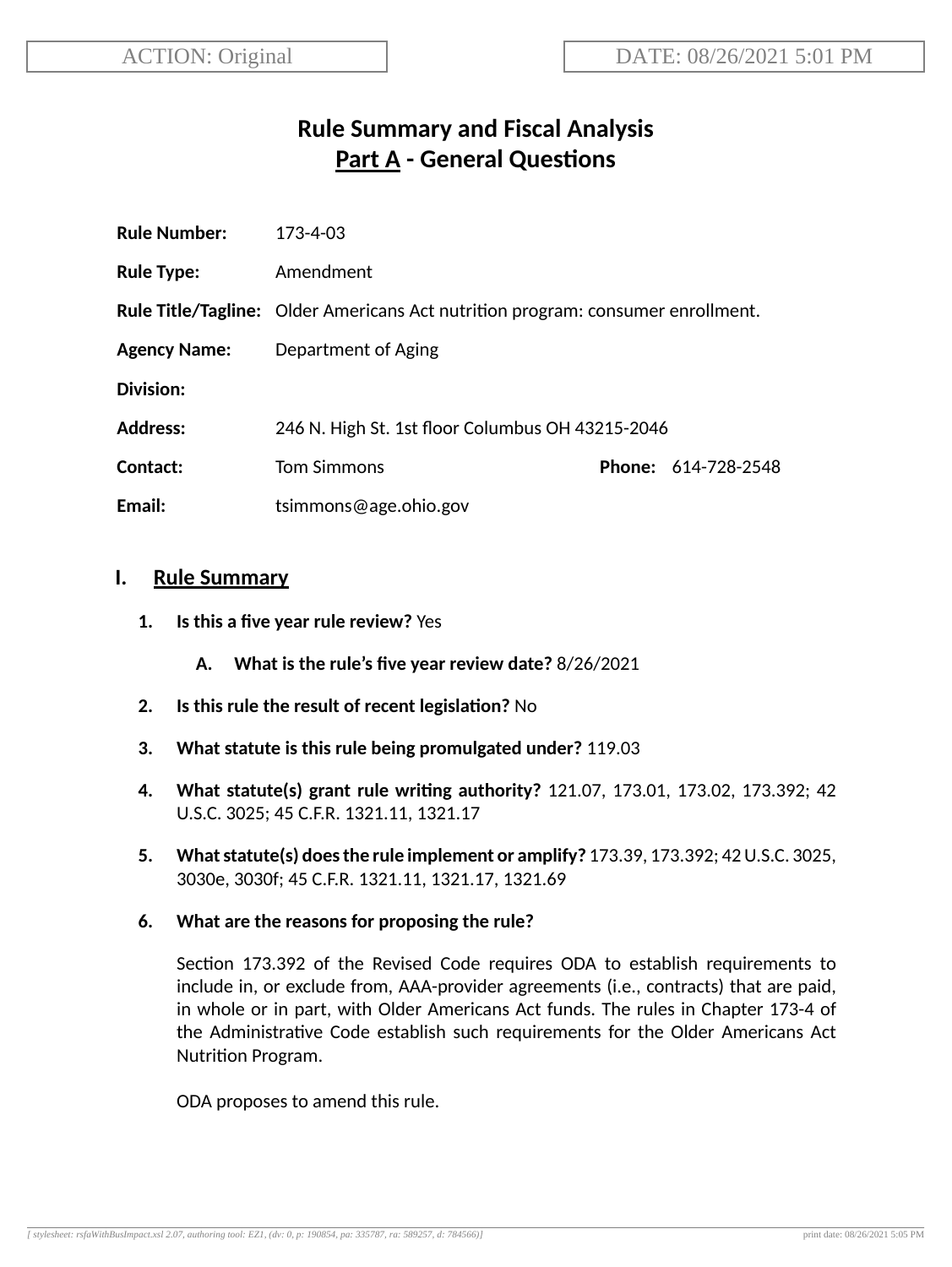ACTION: Original | DATE: 08/26/2021 5:01 PM

# Rule Summary and Fiscal Analysis
## Part A - General Questions

**Rule Number:** 173-4-03

**Rule Type:** Amendment

**Rule Title/Tagline:** Older Americans Act nutrition program: consumer enrollment.

**Agency Name:** Department of Aging

**Division:**

**Address:** 246 N. High St. 1st floor Columbus OH 43215-2046

**Contact:** Tom Simmons **Phone:** 614-728-2548

**Email:** tsimmons@age.ohio.gov

## I. Rule Summary

1. **Is this a five year rule review?** Yes

   A. **What is the rule's five year review date?** 8/26/2021

2. **Is this rule the result of recent legislation?** No

3. **What statute is this rule being promulgated under?** 119.03

4. **What statute(s) grant rule writing authority?** 121.07, 173.01, 173.02, 173.392; 42 U.S.C. 3025; 45 C.F.R. 1321.11, 1321.17

5. **What statute(s) does the rule implement or amplify?** 173.39, 173.392; 42 U.S.C. 3025, 3030e, 3030f; 45 C.F.R. 1321.11, 1321.17, 1321.69

6. **What are the reasons for proposing the rule?**

   Section 173.392 of the Revised Code requires ODA to establish requirements to include in, or exclude from, AAA-provider agreements (i.e., contracts) that are paid, in whole or in part, with Older Americans Act funds. The rules in Chapter 173-4 of the Administrative Code establish such requirements for the Older Americans Act Nutrition Program.

   ODA proposes to amend this rule.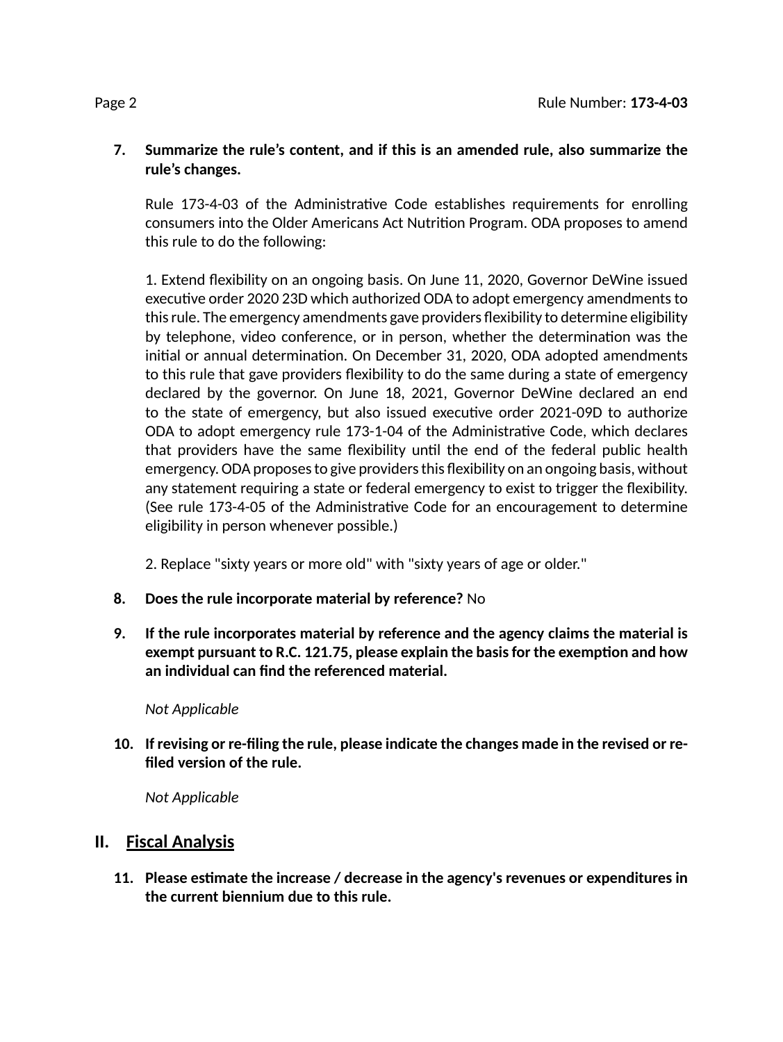**7. Summarize the rule's content, and if this is an amended rule, also summarize the rule's changes.**

Rule 173-4-03 of the Administrative Code establishes requirements for enrolling consumers into the Older Americans Act Nutrition Program. ODA proposes to amend this rule to do the following:

1. Extend flexibility on an ongoing basis. On June 11, 2020, Governor DeWine issued executive order 2020 23D which authorized ODA to adopt emergency amendments to this rule. The emergency amendments gave providers flexibility to determine eligibility by telephone, video conference, or in person, whether the determination was the initial or annual determination. On December 31, 2020, ODA adopted amendments to this rule that gave providers flexibility to do the same during a state of emergency declared by the governor. On June 18, 2021, Governor DeWine declared an end to the state of emergency, but also issued executive order 2021-09D to authorize ODA to adopt emergency rule 173-1-04 of the Administrative Code, which declares that providers have the same flexibility until the end of the federal public health emergency. ODA proposes to give providers this flexibility on an ongoing basis, without any statement requiring a state or federal emergency to exist to trigger the flexibility. (See rule 173-4-05 of the Administrative Code for an encouragement to determine eligibility in person whenever possible.)

2. Replace "sixty years or more old" with "sixty years of age or older."

**8. Does the rule incorporate material by reference?** No

**9. If the rule incorporates material by reference and the agency claims the material is exempt pursuant to R.C. 121.75, please explain the basis for the exemption and how an individual can find the referenced material.**

*Not Applicable*

**10. If revising or re-filing the rule, please indicate the changes made in the revised or re-filed version of the rule.**

*Not Applicable*

## II. Fiscal Analysis

**11. Please estimate the increase / decrease in the agency's revenues or expenditures in the current biennium due to this rule.**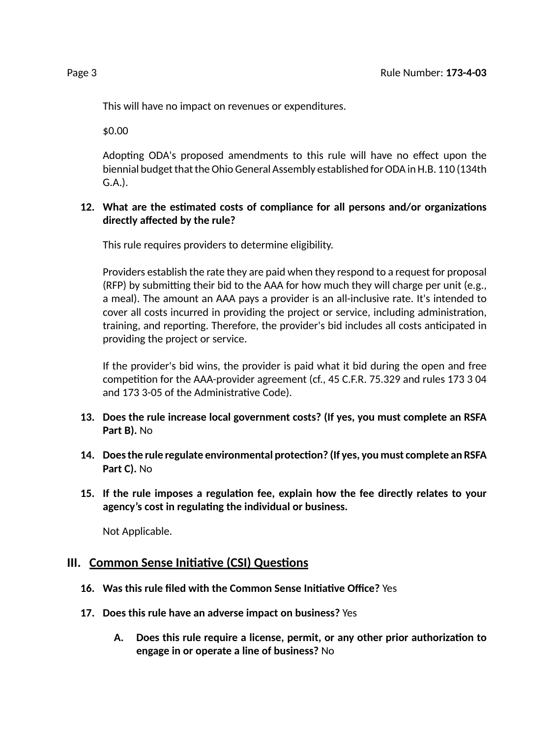This will have no impact on revenues or expenditures.

$0.00

Adopting ODA's proposed amendments to this rule will have no effect upon the biennial budget that the Ohio General Assembly established for ODA in H.B. 110 (134th G.A.).

12. **What are the estimated costs of compliance for all persons and/or organizations directly affected by the rule?**

    This rule requires providers to determine eligibility.

    Providers establish the rate they are paid when they respond to a request for proposal (RFP) by submitting their bid to the AAA for how much they will charge per unit (e.g., a meal). The amount an AAA pays a provider is an all-inclusive rate. It's intended to cover all costs incurred in providing the project or service, including administration, training, and reporting. Therefore, the provider's bid includes all costs anticipated in providing the project or service.

    If the provider's bid wins, the provider is paid what it bid during the open and free competition for the AAA-provider agreement (cf., 45 C.F.R. 75.329 and rules 173 3 04 and 173 3-05 of the Administrative Code).

13. **Does the rule increase local government costs? (If yes, you must complete an RSFA Part B).** No

14. **Does the rule regulate environmental protection? (If yes, you must complete an RSFA Part C).** No

15. **If the rule imposes a regulation fee, explain how the fee directly relates to your agency's cost in regulating the individual or business.**

    Not Applicable.

## III. Common Sense Initiative (CSI) Questions

16. **Was this rule filed with the Common Sense Initiative Office?** Yes

17. **Does this rule have an adverse impact on business?** Yes

    A. **Does this rule require a license, permit, or any other prior authorization to engage in or operate a line of business?** No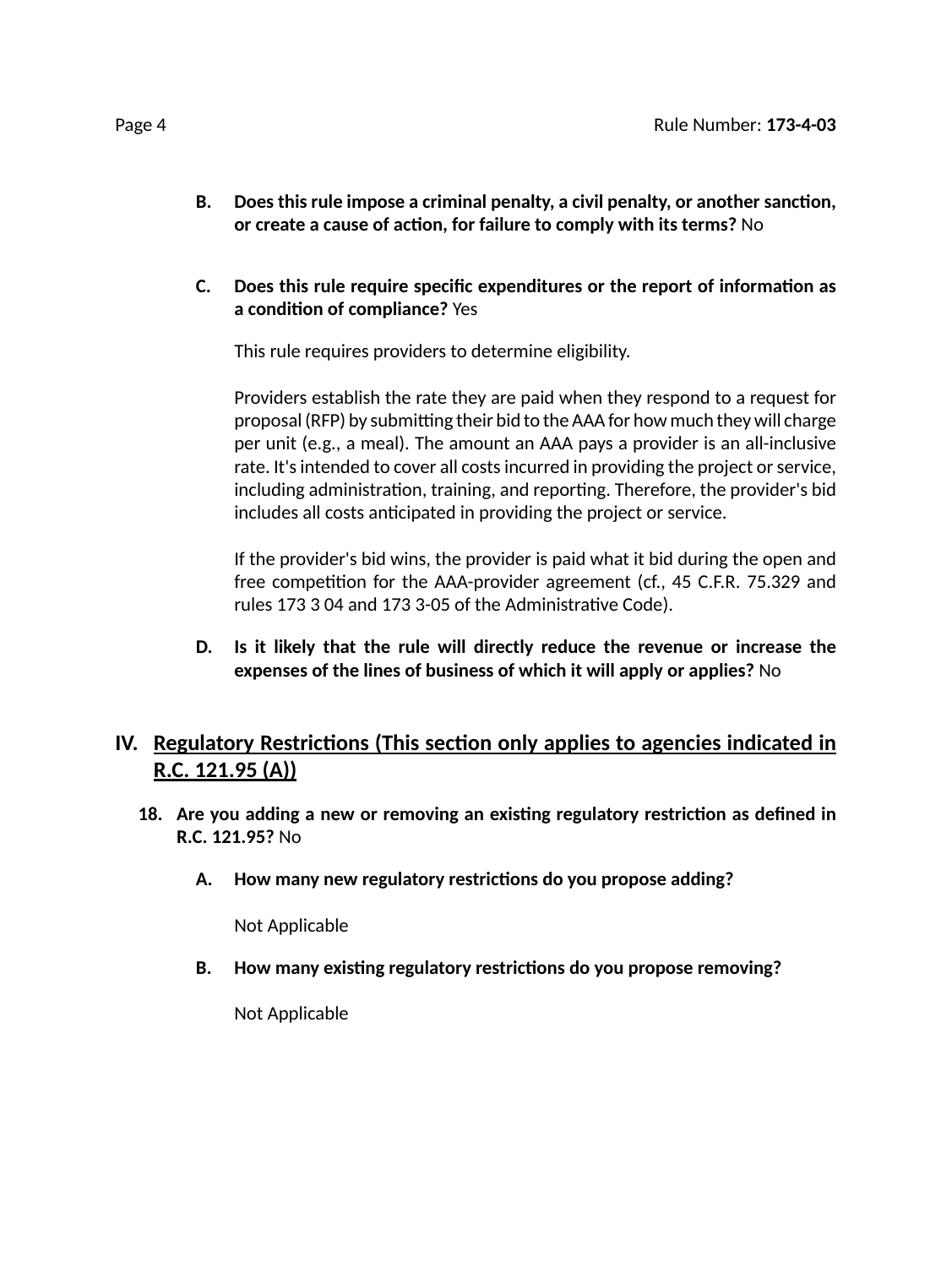B. **Does this rule impose a criminal penalty, a civil penalty, or another sanction, or create a cause of action, for failure to comply with its terms?** No

C. **Does this rule require specific expenditures or the report of information as a condition of compliance?** Yes

   This rule requires providers to determine eligibility.

   Providers establish the rate they are paid when they respond to a request for proposal (RFP) by submitting their bid to the AAA for how much they will charge per unit (e.g., a meal). The amount an AAA pays a provider is an all-inclusive rate. It's intended to cover all costs incurred in providing the project or service, including administration, training, and reporting. Therefore, the provider's bid includes all costs anticipated in providing the project or service.

   If the provider's bid wins, the provider is paid what it bid during the open and free competition for the AAA-provider agreement (cf., 45 C.F.R. 75.329 and rules 173 3 04 and 173 3-05 of the Administrative Code).

D. **Is it likely that the rule will directly reduce the revenue or increase the expenses of the lines of business of which it will apply or applies?** No

## IV. Regulatory Restrictions (This section only applies to agencies indicated in R.C. 121.95 (A))

18. **Are you adding a new or removing an existing regulatory restriction as defined in R.C. 121.95?** No

   A. **How many new regulatory restrictions do you propose adding?**

      Not Applicable

   B. **How many existing regulatory restrictions do you propose removing?**

      Not Applicable